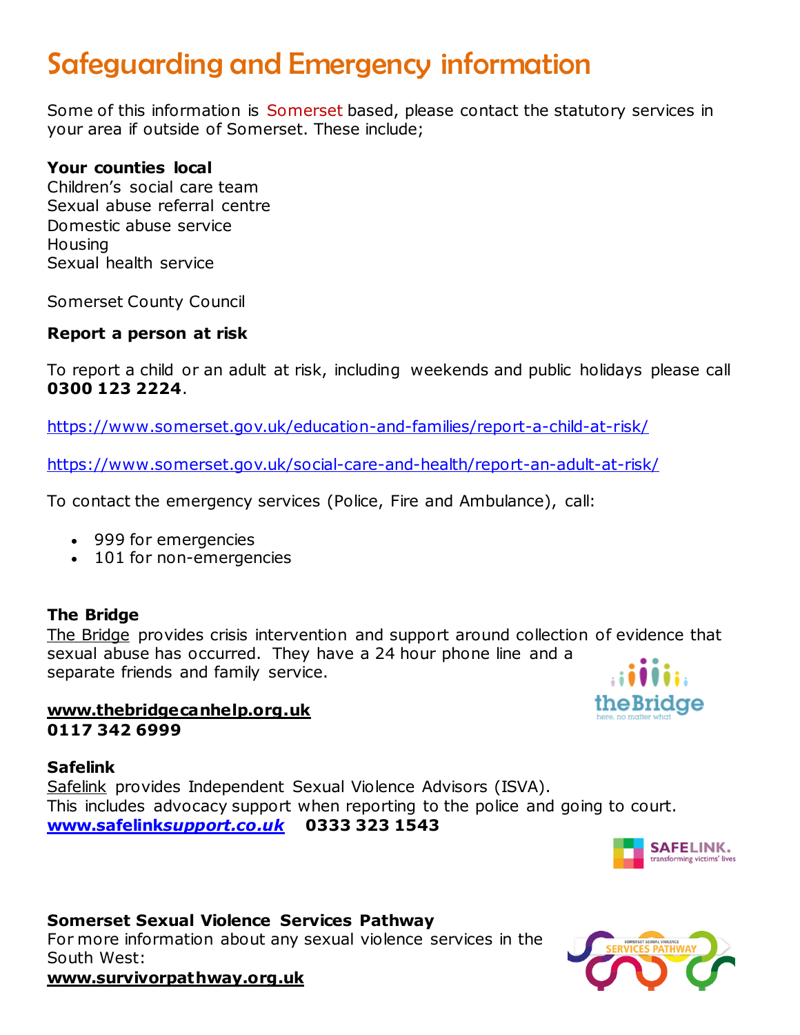# Safeguarding and Emergency information

Some of this information is Somerset based, please contact the statutory services in your area if outside of Somerset. These include;

**Your counties local**
Children's social care team
Sexual abuse referral centre
Domestic abuse service
Housing
Sexual health service

Somerset County Council

**Report a person at risk**

To report a child or an adult at risk, including weekends and public holidays please call **0300 123 2224**.

https://www.somerset.gov.uk/education-and-families/report-a-child-at-risk/

https://www.somerset.gov.uk/social-care-and-health/report-an-adult-at-risk/

To contact the emergency services (Police, Fire and Ambulance), call:

- 999 for emergencies
- 101 for non-emergencies

**The Bridge**
The Bridge provides crisis intervention and support around collection of evidence that sexual abuse has occurred. They have a 24 hour phone line and a separate friends and family service.

**www.thebridgecanhelp.org.uk**
**0117 342 6999**

**Safelink**
Safelink provides Independent Sexual Violence Advisors (ISVA).
This includes advocacy support when reporting to the police and going to court.
**www.safelink*support.co.uk*** **0333 323 1543**

**Somerset Sexual Violence Services Pathway**
For more information about any sexual violence services in the South West:
**www.survivorpathway.org.uk**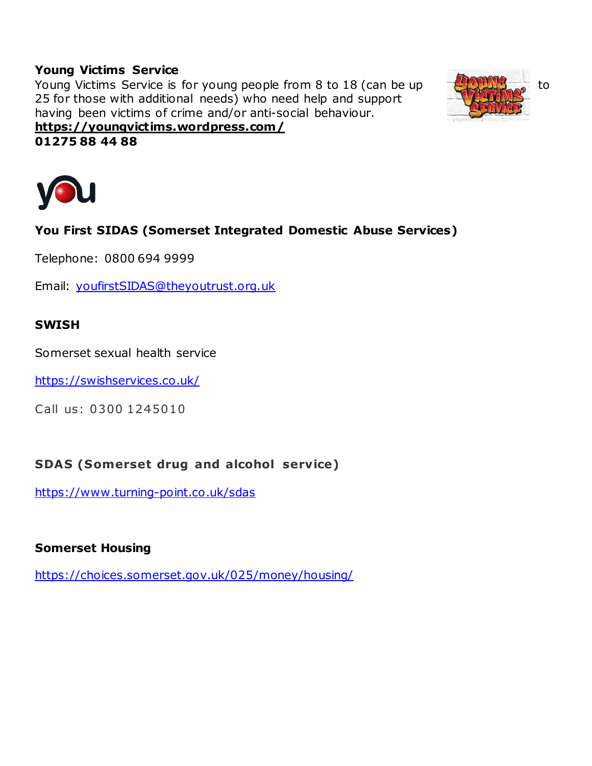**Young Victims Service**

Young Victims Service is for young people from 8 to 18 (can be up to 25 for those with additional needs) who need help and support having been victims of crime and/or anti-social behaviour.

**https://youngvictims.wordpress.com/**

**01275 88 44 88**

**You First SIDAS (Somerset Integrated Domestic Abuse Services)**

Telephone: 0800 694 9999

Email: youfirstSIDAS@theyoutrust.org.uk

**SWISH**

Somerset sexual health service

https://swishservices.co.uk/

Call us: 0300 1245010

**SDAS (Somerset drug and alcohol service)**

https://www.turning-point.co.uk/sdas

**Somerset Housing**

https://choices.somerset.gov.uk/025/money/housing/